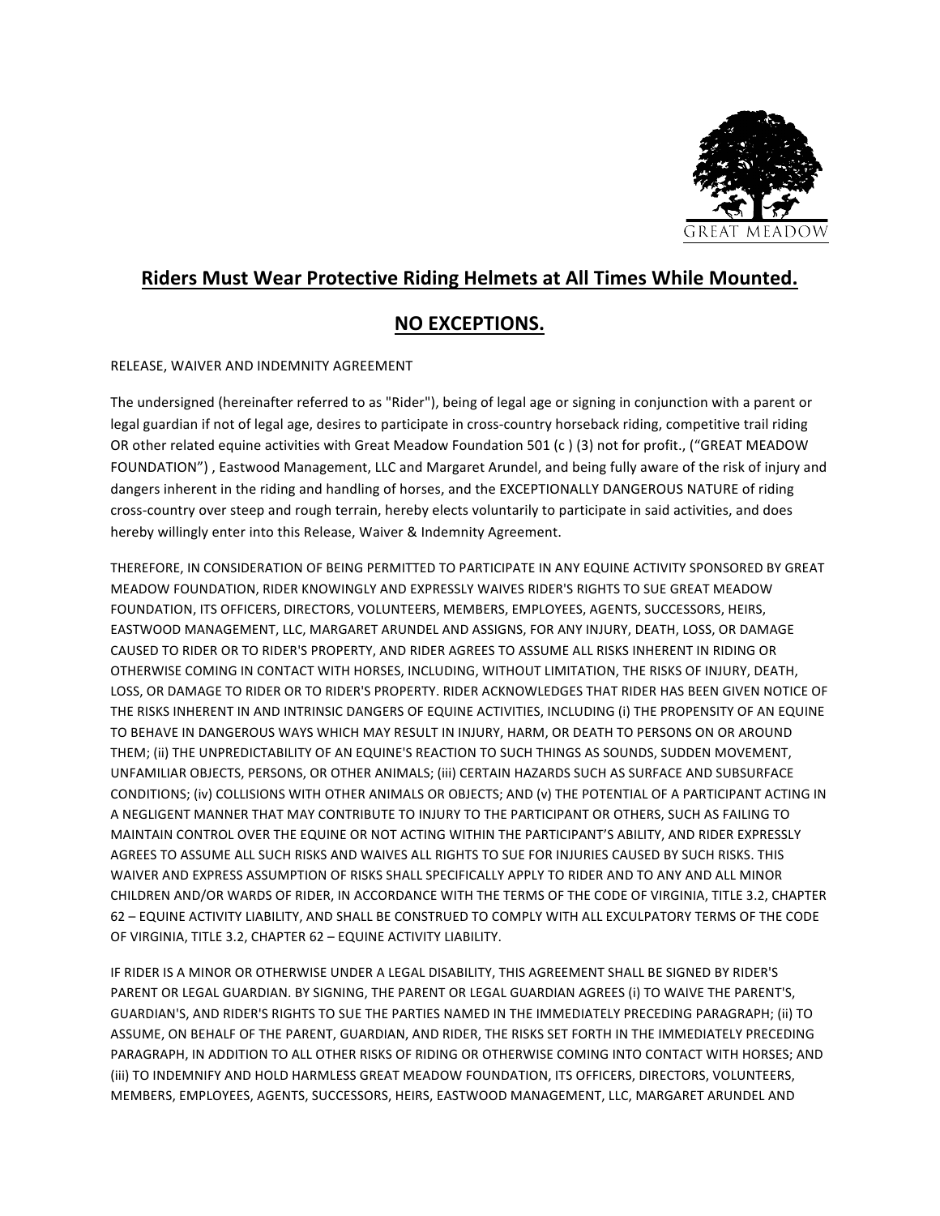GREAT MEADOW

## Riders Must Wear Protective Riding Helmets at All Times While Mounted.

## NO EXCEPTIONS.

RELEASE, WAIVER AND INDEMNITY AGREEMENT

The undersigned (hereinafter referred to as "Rider"), being of legal age or signing in conjunction with a parent or legal guardian if not of legal age, desires to participate in cross-country horseback riding, competitive trail riding OR other related equine activities with Great Meadow Foundation 501 (c ) (3) not for profit., ("GREAT MEADOW FOUNDATION") , Eastwood Management, LLC and Margaret Arundel, and being fully aware of the risk of injury and dangers inherent in the riding and handling of horses, and the EXCEPTIONALLY DANGEROUS NATURE of riding cross-country over steep and rough terrain, hereby elects voluntarily to participate in said activities, and does hereby willingly enter into this Release, Waiver & Indemnity Agreement.

THEREFORE, IN CONSIDERATION OF BEING PERMITTED TO PARTICIPATE IN ANY EQUINE ACTIVITY SPONSORED BY GREAT MEADOW FOUNDATION, RIDER KNOWINGLY AND EXPRESSLY WAIVES RIDER'S RIGHTS TO SUE GREAT MEADOW FOUNDATION, ITS OFFICERS, DIRECTORS, VOLUNTEERS, MEMBERS, EMPLOYEES, AGENTS, SUCCESSORS, HEIRS, EASTWOOD MANAGEMENT, LLC, MARGARET ARUNDEL AND ASSIGNS, FOR ANY INJURY, DEATH, LOSS, OR DAMAGE CAUSED TO RIDER OR TO RIDER'S PROPERTY, AND RIDER AGREES TO ASSUME ALL RISKS INHERENT IN RIDING OR OTHERWISE COMING IN CONTACT WITH HORSES, INCLUDING, WITHOUT LIMITATION, THE RISKS OF INJURY, DEATH, LOSS, OR DAMAGE TO RIDER OR TO RIDER'S PROPERTY. RIDER ACKNOWLEDGES THAT RIDER HAS BEEN GIVEN NOTICE OF THE RISKS INHERENT IN AND INTRINSIC DANGERS OF EQUINE ACTIVITIES, INCLUDING (i) THE PROPENSITY OF AN EQUINE TO BEHAVE IN DANGEROUS WAYS WHICH MAY RESULT IN INJURY, HARM, OR DEATH TO PERSONS ON OR AROUND THEM; (ii) THE UNPREDICTABILITY OF AN EQUINE'S REACTION TO SUCH THINGS AS SOUNDS, SUDDEN MOVEMENT, UNFAMILIAR OBJECTS, PERSONS, OR OTHER ANIMALS; (iii) CERTAIN HAZARDS SUCH AS SURFACE AND SUBSURFACE CONDITIONS; (iv) COLLISIONS WITH OTHER ANIMALS OR OBJECTS; AND (v) THE POTENTIAL OF A PARTICIPANT ACTING IN A NEGLIGENT MANNER THAT MAY CONTRIBUTE TO INJURY TO THE PARTICIPANT OR OTHERS, SUCH AS FAILING TO MAINTAIN CONTROL OVER THE EQUINE OR NOT ACTING WITHIN THE PARTICIPANT'S ABILITY, AND RIDER EXPRESSLY AGREES TO ASSUME ALL SUCH RISKS AND WAIVES ALL RIGHTS TO SUE FOR INJURIES CAUSED BY SUCH RISKS. THIS WAIVER AND EXPRESS ASSUMPTION OF RISKS SHALL SPECIFICALLY APPLY TO RIDER AND TO ANY AND ALL MINOR CHILDREN AND/OR WARDS OF RIDER, IN ACCORDANCE WITH THE TERMS OF THE CODE OF VIRGINIA, TITLE 3.2, CHAPTER 62 – EQUINE ACTIVITY LIABILITY, AND SHALL BE CONSTRUED TO COMPLY WITH ALL EXCULPATORY TERMS OF THE CODE OF VIRGINIA, TITLE 3.2, CHAPTER 62 – EQUINE ACTIVITY LIABILITY.

IF RIDER IS A MINOR OR OTHERWISE UNDER A LEGAL DISABILITY, THIS AGREEMENT SHALL BE SIGNED BY RIDER'S PARENT OR LEGAL GUARDIAN. BY SIGNING, THE PARENT OR LEGAL GUARDIAN AGREES (i) TO WAIVE THE PARENT'S, GUARDIAN'S, AND RIDER'S RIGHTS TO SUE THE PARTIES NAMED IN THE IMMEDIATELY PRECEDING PARAGRAPH; (ii) TO ASSUME, ON BEHALF OF THE PARENT, GUARDIAN, AND RIDER, THE RISKS SET FORTH IN THE IMMEDIATELY PRECEDING PARAGRAPH, IN ADDITION TO ALL OTHER RISKS OF RIDING OR OTHERWISE COMING INTO CONTACT WITH HORSES; AND (iii) TO INDEMNIFY AND HOLD HARMLESS GREAT MEADOW FOUNDATION, ITS OFFICERS, DIRECTORS, VOLUNTEERS, MEMBERS, EMPLOYEES, AGENTS, SUCCESSORS, HEIRS, EASTWOOD MANAGEMENT, LLC, MARGARET ARUNDEL AND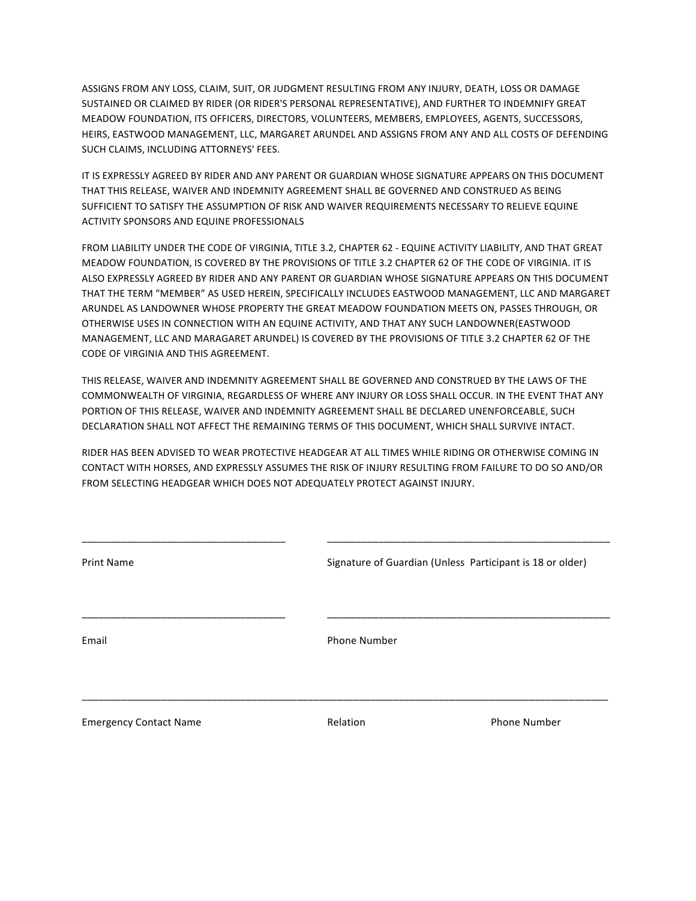ASSIGNS FROM ANY LOSS, CLAIM, SUIT, OR JUDGMENT RESULTING FROM ANY INJURY, DEATH, LOSS OR DAMAGE SUSTAINED OR CLAIMED BY RIDER (OR RIDER'S PERSONAL REPRESENTATIVE), AND FURTHER TO INDEMNIFY GREAT MEADOW FOUNDATION, ITS OFFICERS, DIRECTORS, VOLUNTEERS, MEMBERS, EMPLOYEES, AGENTS, SUCCESSORS, HEIRS, EASTWOOD MANAGEMENT, LLC, MARGARET ARUNDEL AND ASSIGNS FROM ANY AND ALL COSTS OF DEFENDING SUCH CLAIMS, INCLUDING ATTORNEYS' FEES.

IT IS EXPRESSLY AGREED BY RIDER AND ANY PARENT OR GUARDIAN WHOSE SIGNATURE APPEARS ON THIS DOCUMENT THAT THIS RELEASE, WAIVER AND INDEMNITY AGREEMENT SHALL BE GOVERNED AND CONSTRUED AS BEING SUFFICIENT TO SATISFY THE ASSUMPTION OF RISK AND WAIVER REQUIREMENTS NECESSARY TO RELIEVE EQUINE ACTIVITY SPONSORS AND EQUINE PROFESSIONALS

FROM LIABILITY UNDER THE CODE OF VIRGINIA, TITLE 3.2, CHAPTER 62 - EQUINE ACTIVITY LIABILITY, AND THAT GREAT MEADOW FOUNDATION, IS COVERED BY THE PROVISIONS OF TITLE 3.2 CHAPTER 62 OF THE CODE OF VIRGINIA. IT IS ALSO EXPRESSLY AGREED BY RIDER AND ANY PARENT OR GUARDIAN WHOSE SIGNATURE APPEARS ON THIS DOCUMENT THAT THE TERM "MEMBER" AS USED HEREIN, SPECIFICALLY INCLUDES EASTWOOD MANAGEMENT, LLC AND MARGARET ARUNDEL AS LANDOWNER WHOSE PROPERTY THE GREAT MEADOW FOUNDATION MEETS ON, PASSES THROUGH, OR OTHERWISE USES IN CONNECTION WITH AN EQUINE ACTIVITY, AND THAT ANY SUCH LANDOWNER(EASTWOOD MANAGEMENT, LLC AND MARAGARET ARUNDEL) IS COVERED BY THE PROVISIONS OF TITLE 3.2 CHAPTER 62 OF THE CODE OF VIRGINIA AND THIS AGREEMENT.

THIS RELEASE, WAIVER AND INDEMNITY AGREEMENT SHALL BE GOVERNED AND CONSTRUED BY THE LAWS OF THE COMMONWEALTH OF VIRGINIA, REGARDLESS OF WHERE ANY INJURY OR LOSS SHALL OCCUR. IN THE EVENT THAT ANY PORTION OF THIS RELEASE, WAIVER AND INDEMNITY AGREEMENT SHALL BE DECLARED UNENFORCEABLE, SUCH DECLARATION SHALL NOT AFFECT THE REMAINING TERMS OF THIS DOCUMENT, WHICH SHALL SURVIVE INTACT.

RIDER HAS BEEN ADVISED TO WEAR PROTECTIVE HEADGEAR AT ALL TIMES WHILE RIDING OR OTHERWISE COMING IN CONTACT WITH HORSES, AND EXPRESSLY ASSUMES THE RISK OF INJURY RESULTING FROM FAILURE TO DO SO AND/OR FROM SELECTING HEADGEAR WHICH DOES NOT ADEQUATELY PROTECT AGAINST INJURY.

____________________________________ ____________________________________________________

Print Name Signature of Guardian (Unless Participant is 18 or older)

____________________________________ ____________________________________________________

Email Phone Number

______________________________________________________________________________________________

Emergency Contact Name Relation Phone Number